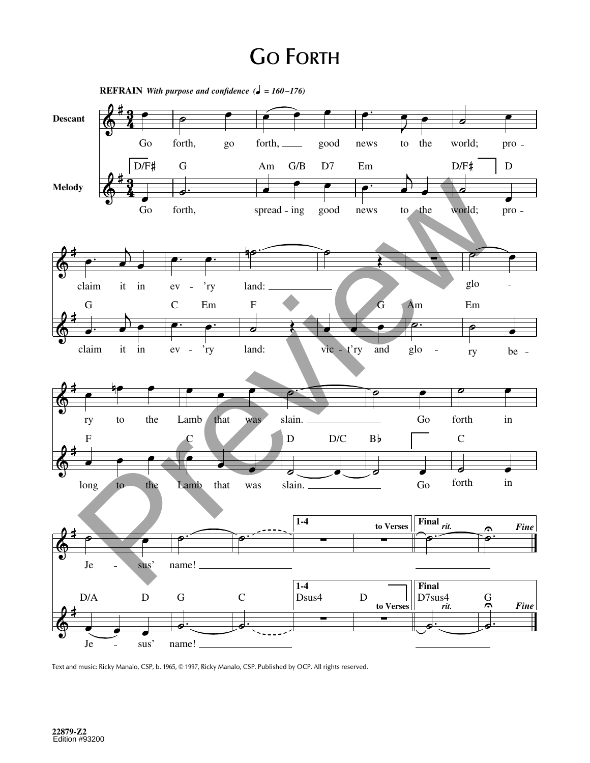# Go Forth

**REFRAIN** *With purpose and confidence* (♩ = 160–176)

**Descant**

Go forth, go forth, good news to the world; pro - claim it in ev - 'ry land: glo - ry to the Lamb that was slain. Go forth in Je - sus' name!

**Melody**

D/F♯ G Am G/B D7 Em D/F♯ D G C Em F G Am Em F C D D/C B♭ C D/A D G C

Go forth, spread - ing good news to the world; pro - claim it in ev - 'ry land: vic - t'ry and glo - ry be - long to the Lamb that was slain. Go forth in Je - sus' name!

1-4 Dsus4 D *to Verses*

Final D7sus4 G *rit.* *Fine*

Text and music: Ricky Manalo, CSP, b. 1965, © 1997, Ricky Manalo, CSP. Published by OCP. All rights reserved.

22879-Z2
Edition #93200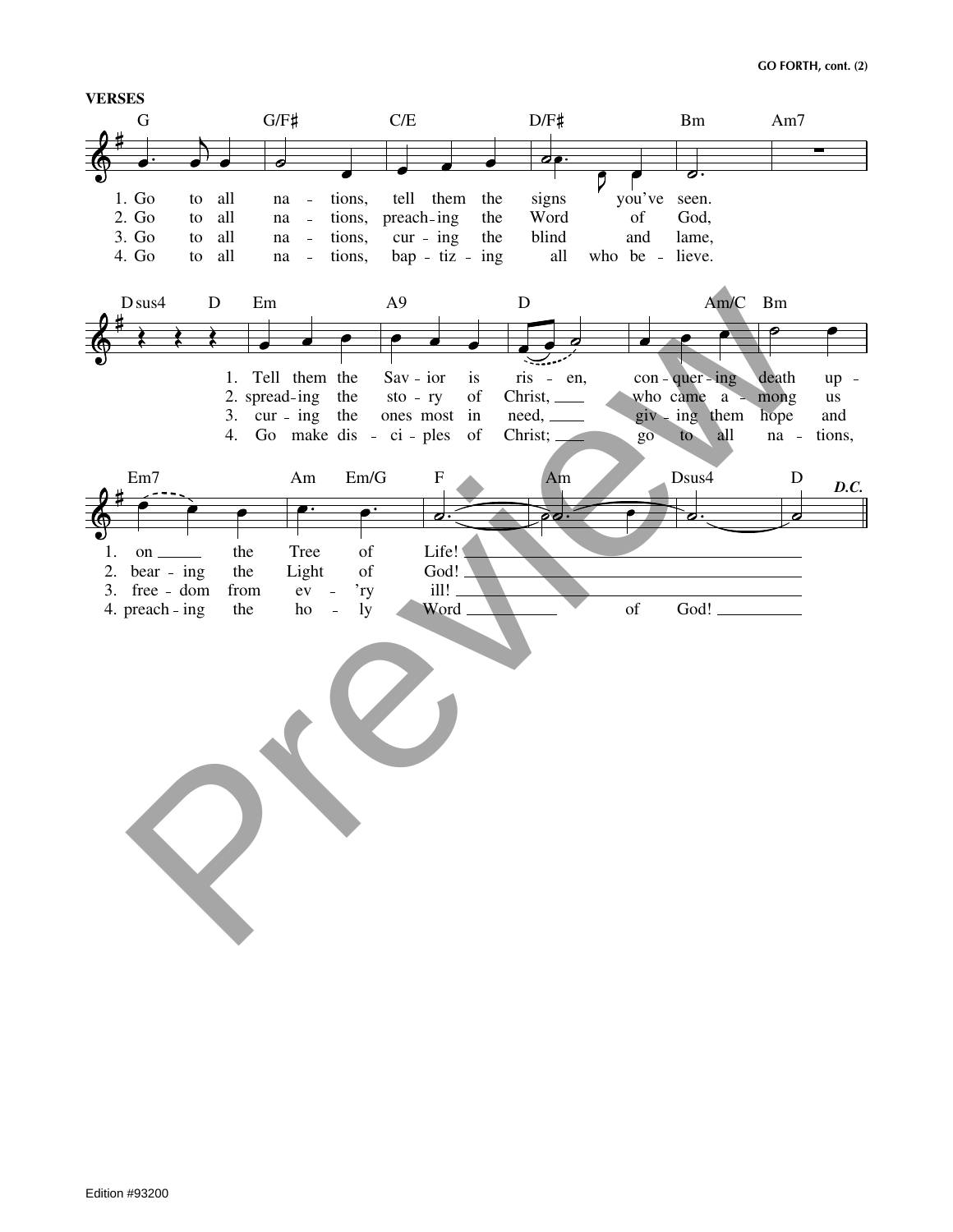**VERSES**

1. Go to all nations, tell them the signs you've seen. Tell them the Savior is risen, conquering death upon the Tree of Life!
2. Go to all nations, preaching the Word of God, spreading the story of Christ, who came among us bearing the Light of God!
3. Go to all nations, curing the blind and lame, curing the ones most in need, giving them hope and freedom from ev'ry ill!
4. Go to all nations, baptizing all who believe. Go make disciples of Christ; go to all nations, preaching the holy Word of God!

*D.C.*

Edition #93200